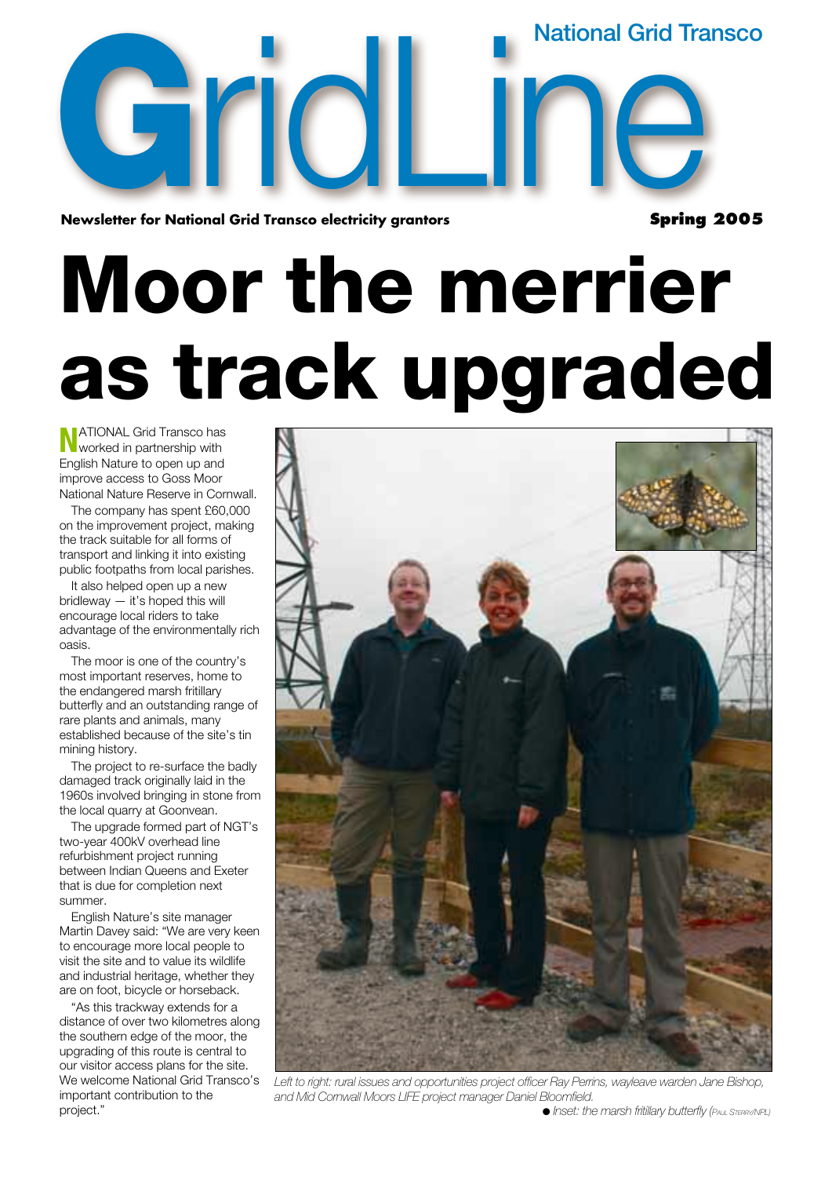# GridLine

National Grid Transco

**Newsletter for National Grid Transco electricity grantors** **Spring 2005**

# Moor the merrier as track upgraded

NATIONAL Grid Transco has worked in partnership with English Nature to open up and improve access to Goss Moor National Nature Reserve in Cornwall.

The company has spent £60,000 on the improvement project, making the track suitable for all forms of transport and linking it into existing public footpaths from local parishes.

It also helped open up a new bridleway — it's hoped this will encourage local riders to take advantage of the environmentally rich oasis.

The moor is one of the country's most important reserves, home to the endangered marsh fritillary butterfly and an outstanding range of rare plants and animals, many established because of the site's tin mining history.

The project to re-surface the badly damaged track originally laid in the 1960s involved bringing in stone from the local quarry at Goonvean.

The upgrade formed part of NGT's two-year 400kV overhead line refurbishment project running between Indian Queens and Exeter that is due for completion next summer.

English Nature's site manager Martin Davey said: "We are very keen to encourage more local people to visit the site and to value its wildlife and industrial heritage, whether they are on foot, bicycle or horseback.

"As this trackway extends for a distance of over two kilometres along the southern edge of the moor, the upgrading of this route is central to our visitor access plans for the site. We welcome National Grid Transco's important contribution to the project."

*Left to right: rural issues and opportunities project officer Ray Perrins, wayleave warden Jane Bishop, and Mid Cornwall Moors LIFE project manager Daniel Bloomfield.*

● *Inset: the marsh fritillary butterfly (Paul Sterry/NPL)*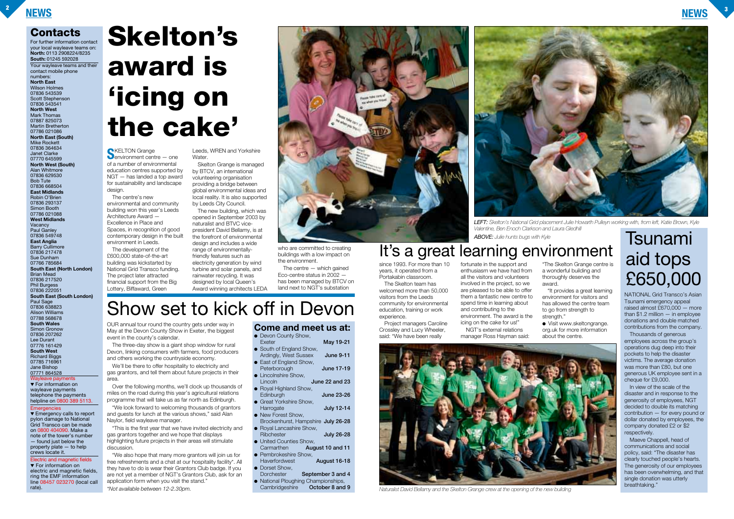## Contacts

For further information contact your local wayleave teams on:
**North:** 0113 2908224/8235
**South:** 01245 592028

Your wayleave teams and their contact mobile phone numbers:

**North East**
Wilson Holmes
07836 543539
Scott Stephenson
07836 543541

**North West**
Mark Thomas
07887 825073
Martin Bretherton
07786 021086

**North East (South)**
Mike Rockett
07836 364634
Janet Clarke
07770 645599

**North West (South)**
Alan Whitmore
07836 629530
Bob Tute
07836 668504

**East Midlands**
Robin O'Brien
07836 293137
Simon Booth
07786 021088

**West Midlands**
Vacancy
Paul Ganley
07836 549748

**East Anglia**
Barry Cullimore
07836 217478
Sue Dunham
07766 785684

**South East (North London)**
Brian Mead
07836 217520
Phil Burgess
07836 222051

**South East (South London)**
Paul Sage
07836 638823
Alison Williams
07788 568678

**South Wales**
Simon Gronow
07836 207262
Lee Durant
07776 161429

**South West**
Richard Biggs
07785 716961
Jane Bishop
07771 864528

Wayleave payments

▼ For information on wayleave payments telephone the payments helpline on 0800 389 5113.

Emergencies

▼ Emergency calls to report pylon damage to National Grid Transco can be made on 0800 404090. Make a note of the tower's number — found just below the property plate — to help crews locate it.

Electric and magnetic fields

▼ For information on electric and magnetic fields, ring the EMF information line 08457 023270 (local call rate).

# Skelton's award is 'icing on the cake'

SKELTON Grange environment centre — one of a number of environmental education centres supported by NGT — has landed a top award for sustainability and landscape design.

The centre's new environmental and community building won this year's Leeds Architecture Award — Excellence in Place and Spaces, in recognition of good contemporary design in the built environment in Leeds.

The development of the £600,000 state-of-the-art building was kickstarted by National Grid Transco funding. The project later attracted financial support from the Big Lottery, Biffaward, Green Leeds, WREN and Yorkshire Water.

Skelton Grange is managed by BTCV, an international volunteering organisation providing a bridge between global environmental ideas and local reality. It is also supported by Leeds City Council.

The new building, which was opened in September 2003 by naturalist and BTCV vice-president David Bellamy, is at the forefront of environmental design and includes a wide range of environmentally-friendly features such as electricity generation by wind turbine and solar panels, and rainwater recycling. It was designed by local Queen's Award winning architects LEDA who are committed to creating buildings with a low impact on the environment.

The centre — which gained Eco-centre status in 2002 — has been managed by BTCV on land next to NGT's substation since 1993. For more than 10 years, it operated from a Portakabin classroom.

The Skelton team has welcomed more than 50,000 visitors from the Leeds community for environmental education, training or work experience.

Project managers Caroline Crossley and Lucy Wheeler, said: "We have been really fortunate in the support and enthusiasm we have had from all the visitors and volunteers involved in the project, so we are pleased to be able to offer them a fantastic new centre to spend time in learning about and contributing to the environment. The award is the icing on the cake for us!"

NGT's external relations manager Ross Hayman said: "The Skelton Grange centre is a wonderful building and thoroughly deserves the award.

"It provides a great learning environment for visitors and has allowed the centre team to go from strength to strength."

● Visit www.skeltongrange.org.uk for more information about the centre.

*LEFT: Skelton's National Grid placement Julie Howarth Pulleyn working with, from left, Katie Brown, Kyle Valentine, Ben Enoch Clarkson and Laura Gledhill*

*ABOVE: Julie hunts bugs with Kyle*

## It's a great learning environment

*Naturalist David Bellamy and the Skelton Grange crew at the opening of the new building*

# Show set to kick off in Devon

OUR annual tour round the country gets under way in May at the Devon County Show in Exeter, the biggest event in the county's calendar.

The three-day show is a giant shop window for rural Devon, linking consumers with farmers, food producers and others working the countryside economy.

We'll be there to offer hospitality to electricity and gas grantors, and tell them about future projects in their area.

Over the following months, we'll clock up thousands of miles on the road during this year's agricultural relations programme that will take us as far north as Edinburgh.

"We look forward to welcoming thousands of grantors and guests for lunch at the various shows," said Alan Naylor, field wayleave manager.

"This is the first year that we have invited electricity and gas grantors together and we hope that displays highlighting future projects in their areas will stimulate discussion.

"We also hope that many more grantors will join us for free refreshments and a chat at our hospitality facility*. All they have to do is wear their Grantors Club badge. If you are not yet a member of NGT's Grantors Club, ask for an application form when you visit the stand."

*Not available between 12-2.30pm.

## Come and meet us at:

- Devon County Show, Exeter — **May 19-21**
- South of England Show, Ardingly, West Sussex — **June 9-11**
- East of England Show, Peterborough — **June 17-19**
- Lincolnshire Show, Lincoln — **June 22 and 23**
- Royal Highland Show, Edinburgh — **June 23-26**
- Great Yorkshire Show, Harrogate — **July 12-14**
- New Forest Show, Brockenhurst, Hampshire — **July 26-28**
- Royal Lancashire Show, Ribchester — **July 26-28**
- United Counties Show, Carmarthen — **August 10 and 11**
- Pembrokeshire Show, Haverfordwest — **August 16-18**
- Dorset Show, Dorchester — **September 3 and 4**
- National Ploughing Championships, Cambridgeshire — **October 8 and 9**

# Tsunami aid tops £650,000

NATIONAL Grid Transco's Asian Tsunami emergency appeal raised almost £670,000 — more than $1.2 million — in employee donations and double matched contributions from the company.

Thousands of generous employees across the group's operations dug deep into their pockets to help the disaster victims. The average donation was more than £80, but one generous UK employee sent in a cheque for £9,000.

In view of the scale of the disaster and in response to the generosity of employees, NGT decided to double its matching contribution — for every pound or dollar donated by employees, the company donated £2 or $2 respectively.

Maeve Chappell, head of communications and social policy, said: "The disaster has clearly touched people's hearts. The generosity of our employees has been overwhelming, and that single donation was utterly breathtaking."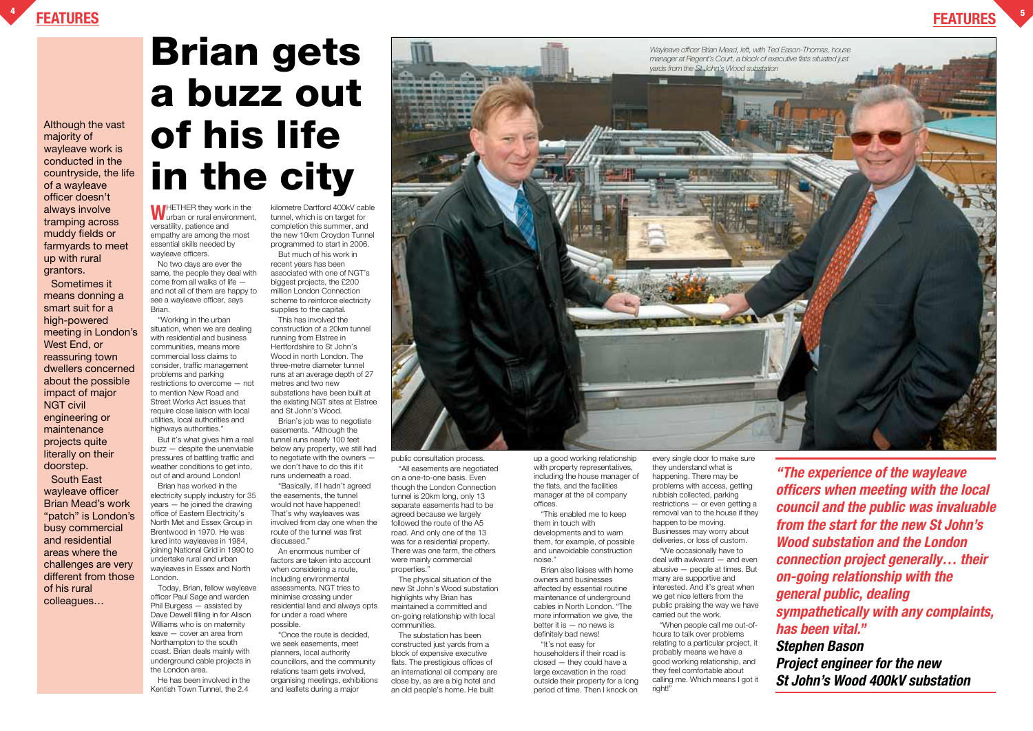# Brian gets a buzz out of his life in the city

Although the vast majority of wayleave work is conducted in the countryside, the life of a wayleave officer doesn't always involve tramping across muddy fields or farmyards to meet up with rural grantors.

Sometimes it means donning a smart suit for a high-powered meeting in London's West End, or reassuring town dwellers concerned about the possible impact of major NGT civil engineering or maintenance projects quite literally on their doorstep.

South East wayleave officer Brian Mead's work "patch" is London's busy commercial and residential areas where the challenges are very different from those of his rural colleagues…

WHETHER they work in the urban or rural environment, versatility, patience and empathy are among the most essential skills needed by wayleave officers.

No two days are ever the same, the people they deal with come from all walks of life — and not all of them are happy to see a wayleave officer, says Brian.

"Working in the urban situation, when we are dealing with residential and business communities, means more commercial loss claims to consider, traffic management problems and parking restrictions to overcome — not to mention New Road and Street Works Act issues that require close liaison with local utilities, local authorities and highways authorities."

But it's what gives him a real buzz — despite the unenviable pressures of battling traffic and weather conditions to get into, out of and around London!

Brian has worked in the electricity supply industry for 35 years — he joined the drawing office of Eastern Electricity's North Met and Essex Group in Brentwood in 1970. He was lured into wayleaves in 1984, joining National Grid in 1990 to undertake rural and urban wayleaves in Essex and North London.

Today, Brian, fellow wayleave officer Paul Sage and warden Phil Burgess — assisted by Dave Dewell filling in for Alison Williams who is on maternity leave — cover an area from Northampton to the south coast. Brian deals mainly with underground cable projects in the London area.

He has been involved in the Kentish Town Tunnel, the 2.4 kilometre Dartford 400kV cable tunnel, which is on target for completion this summer, and the new 10km Croydon Tunnel programmed to start in 2006.

But much of his work in recent years has been associated with one of NGT's biggest projects, the £200 million London Connection scheme to reinforce electricity supplies to the capital.

This has involved the construction of a 20km tunnel running from Elstree in Hertfordshire to St John's Wood in north London. The three-metre diameter tunnel runs at an average depth of 27 metres and two new substations have been built at the existing NGT sites at Elstree and St John's Wood.

Brian's job was to negotiate easements. "Although the tunnel runs nearly 100 feet below any property, we still had to negotiate with the owners — we don't have to do this if it runs underneath a road.

"Basically, if I hadn't agreed the easements, the tunnel would not have happened! That's why wayleaves was involved from day one when the route of the tunnel was first discussed."

An enormous number of factors are taken into account when considering a route, including environmental assessments. NGT tries to minimise crossing under residential land and always opts for under a road where possible.

"Once the route is decided, we seek easements, meet planners, local authority councillors, and the community relations team gets involved, organising meetings, exhibitions and leaflets during a major public consultation process.

"All easements are negotiated on a one-to-one basis. Even though the London Connection tunnel is 20km long, only 13 separate easements had to be agreed because we largely followed the route of the A5 road. And only one of the 13 was for a residential property. There was one farm, the others were mainly commercial properties."

The physical situation of the new St John's Wood substation highlights why Brian has maintained a committed and on-going relationship with local communities.

The substation has been constructed just yards from a block of expensive executive flats. The prestigious offices of an international oil company are close by, as are a big hotel and an old people's home. He built up a good working relationship with property representatives, including the house manager of the flats, and the facilities manager at the oil company offices.

"This enabled me to keep them in touch with developments and to warn them, for example, of possible and unavoidable construction noise."

Brian also liaises with home owners and businesses affected by essential routine maintenance of underground cables in North London. "The more information we give, the better it is — no news is definitely bad news!

"It's not easy for householders if their road is closed — they could have a large excavation in the road outside their property for a long period of time. Then I knock on every single door to make sure they understand what is happening. There may be problems with access, getting rubbish collected, parking restrictions — or even getting a removal van to the house if they happen to be moving. Businesses may worry about deliveries, or loss of custom.

"We occasionally have to deal with awkward — and even abusive — people at times. But many are supportive and interested. And it's great when we get nice letters from the public praising the way we have carried out the work.

"When people call me out-of-hours to talk over problems relating to a particular project, it probably means we have a good working relationship, and they feel comfortable about calling me. Which means I got it right!"

*Wayleave officer Brian Mead, left, with Ted Eason-Thomas, house manager at Regent's Court, a block of executive flats situated just yards from the St John's Wood substation*

> ***"The experience of the wayleave officers when meeting with the local council and the public was invaluable from the start for the new St John's Wood substation and the London connection project generally… their on-going relationship with the general public, dealing sympathetically with any complaints, has been vital."***
>
> ***Stephen Bason***
> ***Project engineer for the new St John's Wood 400kV substation***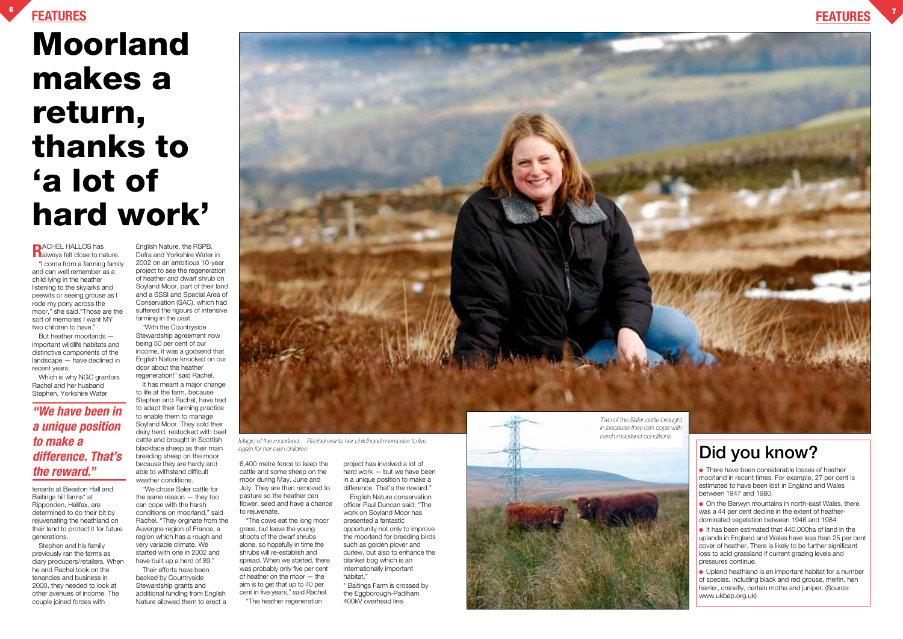# Moorland makes a return, thanks to 'a lot of hard work'

RACHEL HALLOS has always felt close to nature.

"I come from a farming family and can well remember as a child lying in the heather listening to the skylarks and peewits or seeing grouse as I rode my pony across the moor," she said."Those are the sort of memories I want MY two children to have."

But heather moorlands — important wildlife habitats and distinctive components of the landscape — have declined in recent years.

Which is why NGC grantors Rachel and her husband Stephen, Yorkshire Water tenants at Beeston Hall and Baitings hill farms* at Ripponden, Halifax, are determined to do their bit by rejuvenating the heathland on their land to protect it for future generations.

> *"We have been in a unique position to make a difference. That's the reward."*

Stephen and his family previously ran the farms as diary producers/retailers. When he and Rachel took on the tenancies and business in 2000, they needed to look at other avenues of income. The couple joined forces with English Nature, the RSPB, Defra and Yorkshire Water in 2002 on an ambitious 10-year project to see the regeneration of heather and dwarf shrub on Soyland Moor, part of their land and a SSSI and Special Area of Conservation (SAC), which had suffered the rigours of intensive farming in the past.

"With the Countryside Stewardship agreement now being 50 per cent of our income, it was a godsend that English Nature knocked on our door about the heather regeneration!" said Rachel.

It has meant a major change to life at the farm, because Stephen and Rachel, have had to adapt their farming practice to enable them to manage Soyland Moor. They sold their dairy herd, restocked with beef cattle and brought in Scottish blackface sheep as their main breeding sheep on the moor because they are hardy and able to withstand difficult weather conditions.

"We chose Saler cattle for the same reason — they too can cope with the harsh conditions on moorland," said Rachel. "They orginate from the Auvergne region of France, a region which has a rough and very variable climate. We started with one in 2002 and have built up a herd of 89."

Their efforts have been backed by Countryside Stewardship grants and additional funding from English Nature allowed them to erect a 6,400 metre fence to keep the cattle and some sheep on the moor during May, June and July. They are then removed to pasture so the heather can flower, seed and have a chance to rejuvenate.

"The cows eat the long moor grass, but leave the young shoots of the dwarf shrubs alone, so hopefully in time the shrubs will re-establish and spread. When we started, there was probably only five per cent of heather on the moor — the aim is to get that up to 40 per cent in five years," said Rachel.

"The heather regeneration project has involved a lot of hard work — but we have been in a unique position to make a difference. That's the reward."

English Nature conservation officer Paul Duncan said: "The work on Soyland Moor has presented a fantastic opportunity not only to improve the moorland for breeding birds such as golden plover and curlew, but also to enhance the blanket bog which is an internationally important habitat."

\* Baitings Farm is crossed by the Eggborough-Padiham 400kV overhead line.

*Magic of the moorland… Rachel wants her childhood memories to live again for her own children*

*Two of the Saler cattle brought in because they can cope with harsh moorland conditions*

## Did you know?

- There have been considerable losses of heather moorland in recent times. For example, 27 per cent is estimated to have been lost in England and Wales between 1947 and 1980.
- On the Berwyn mountains in north-east Wales, there was a 44 per cent decline in the extent of heather-dominated vegetation between 1946 and 1984.
- It has been estimated that 440,000ha of land in the uplands in England and Wales have less than 25 per cent cover of heather. There is likely to be further significant loss to acid grassland if current grazing levels and pressures continue.
- Upland heathland is an important habitat for a number of species, including black and red grouse, merlin, hen harrier, cranefly, certain moths and juniper. (Source: www.ukbap.org.uk)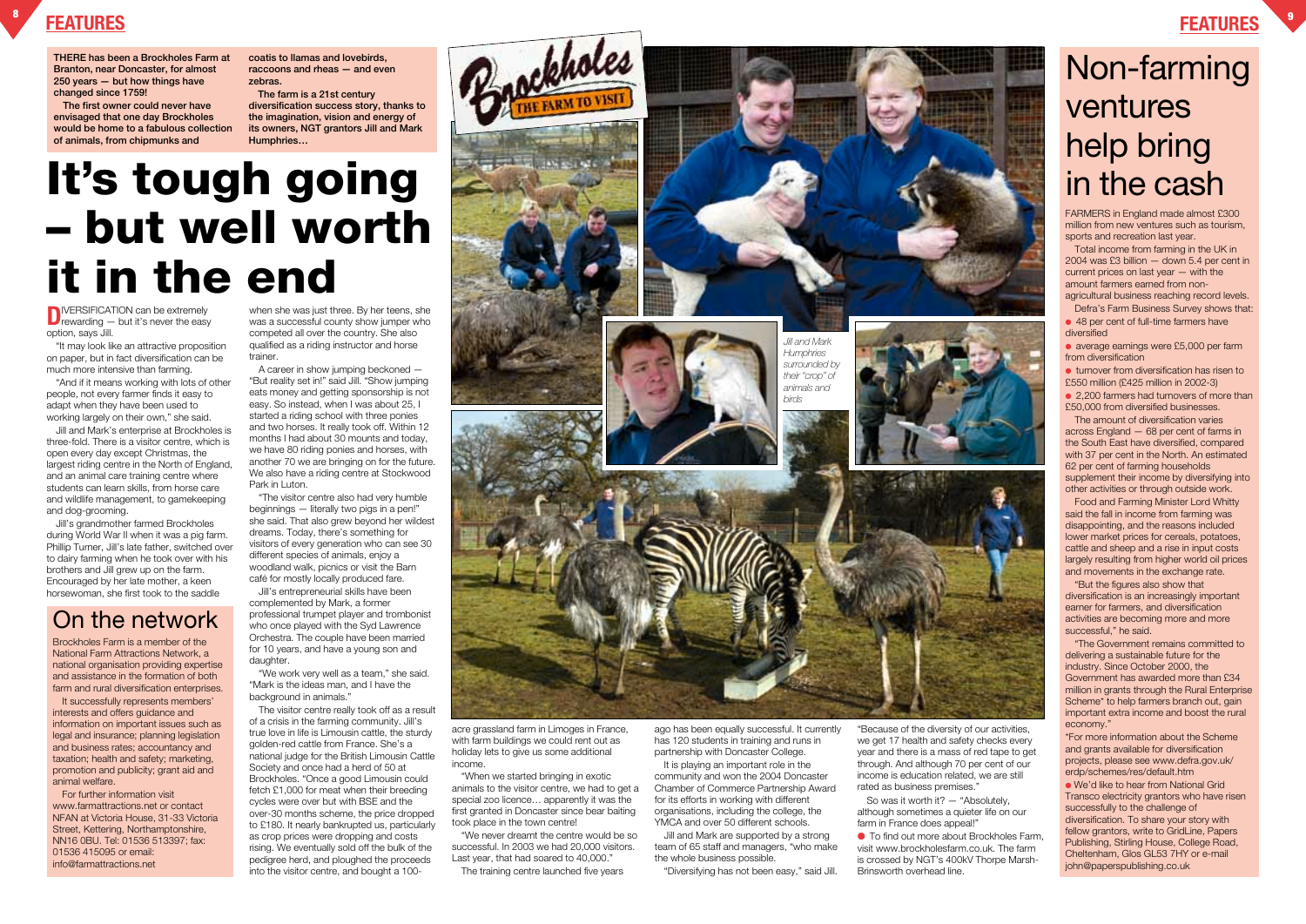THERE has been a Brockholes Farm at Branton, near Doncaster, for almost 250 years — but how things have changed since 1759!

The first owner could never have envisaged that one day Brockholes would be home to a fabulous collection of animals, from chipmunks and coatis to llamas and lovebirds, raccoons and rheas — and even zebras.

The farm is a 21st century diversification success story, thanks to the imagination, vision and energy of its owners, NGT grantors Jill and Mark Humphries…

# It's tough going – but well worth it in the end

DIVERSIFICATION can be extremely rewarding — but it's never the easy option, says Jill.

"It may look like an attractive proposition on paper, but in fact diversification can be much more intensive than farming.

"And if it means working with lots of other people, not every farmer finds it easy to adapt when they have been used to working largely on their own," she said.

Jill and Mark's enterprise at Brockholes is three-fold. There is a visitor centre, which is open every day except Christmas, the largest riding centre in the North of England, and an animal care training centre where students can learn skills, from horse care and wildlife management, to gamekeeping and dog-grooming.

Jill's grandmother farmed Brockholes during World War II when it was a pig farm. Phillip Turner, Jill's late father, switched over to dairy farming when he took over with his brothers and Jill grew up on the farm. Encouraged by her late mother, a keen horsewoman, she first took to the saddle when she was just three. By her teens, she was a successful county show jumper who competed all over the country. She also qualified as a riding instructor and horse trainer.

A career in show jumping beckoned — "But reality set in!" said Jill. "Show jumping eats money and getting sponsorship is not easy. So instead, when I was about 25, I started a riding school with three ponies and two horses. It really took off. Within 12 months I had about 30 mounts and today, we have 80 riding ponies and horses, with another 70 we are bringing on for the future. We also have a riding centre at Stockwood Park in Luton.

"The visitor centre also had very humble beginnings — literally two pigs in a pen!" she said. That also grew beyond her wildest dreams. Today, there's something for visitors of every generation who can see 30 different species of animals, enjoy a woodland walk, picnics or visit the Barn café for mostly locally produced fare.

Jill's entrepreneurial skills have been complemented by Mark, a former professional trumpet player and trombonist who once played with the Syd Lawrence Orchestra. The couple have been married for 10 years, and have a young son and daughter.

"We work very well as a team," she said. "Mark is the ideas man, and I have the background in animals."

The visitor centre really took off as a result of a crisis in the farming community. Jill's true love in life is Limousin cattle, the sturdy golden-red cattle from France. She's a national judge for the British Limousin Cattle Society and once had a herd of 50 at Brockholes. "Once a good Limousin could fetch £1,000 for meat when their breeding cycles were over but with BSE and the over-30 months scheme, the price dropped to £180. It nearly bankrupted us, particularly as crop prices were dropping and costs rising. We eventually sold off the bulk of the pedigree herd, and ploughed the proceeds into the visitor centre, and bought a 100-acre grassland farm in Limoges in France, with farm buildings we could rent out as holiday lets to give us some additional income.

"When we started bringing in exotic animals to the visitor centre, we had to get a special zoo licence… apparently it was the first granted in Doncaster since bear baiting took place in the town centre!

"We never dreamt the centre would be so successful. In 2003 we had 20,000 visitors. Last year, that had soared to 40,000."

The training centre launched five years ago has been equally successful. It currently has 120 students in training and runs in partnership with Doncaster College.

It is playing an important role in the community and won the 2004 Doncaster Chamber of Commerce Partnership Award for its efforts in working with different organisations, including the college, the YMCA and over 50 different schools.

Jill and Mark are supported by a strong team of 65 staff and managers, "who make the whole business possible.

"Diversifying has not been easy," said Jill. "Because of the diversity of our activities, we get 17 health and safety checks every year and there is a mass of red tape to get through. And although 70 per cent of our income is education related, we are still rated as business premises."

So was it worth it? — "Absolutely, although sometimes a quieter life on our farm in France does appeal!"

● To find out more about Brockholes Farm, visit www.brockholesfarm.co.uk. The farm is crossed by NGT's 400kV Thorpe Marsh-Brinsworth overhead line.

*Jill and Mark Humphries surrounded by their "crop" of animals and birds*

## On the network

Brockholes Farm is a member of the National Farm Attractions Network, a national organisation providing expertise and assistance in the formation of both farm and rural diversification enterprises.

It successfully represents members' interests and offers guidance and information on important issues such as legal and insurance; planning legislation and business rates; accountancy and taxation; health and safety; marketing, promotion and publicity; grant aid and animal welfare.

For further information visit www.farmattractions.net or contact NFAN at Victoria House, 31-33 Victoria Street, Kettering, Northamptonshire, NN16 0BU. Tel: 01536 513397; fax: 01536 415095 or email: info@farmattractions.net

# Non-farming ventures help bring in the cash

FARMERS in England made almost £300 million from new ventures such as tourism, sports and recreation last year.

Total income from farming in the UK in 2004 was £3 billion — down 5.4 per cent in current prices on last year — with the amount farmers earned from non-agricultural business reaching record levels.

Defra's Farm Business Survey shows that:

- 48 per cent of full-time farmers have diversified
- average earnings were £5,000 per farm from diversification
- turnover from diversification has risen to £550 million (£425 million in 2002-3)
- 2,200 farmers had turnovers of more than £50,000 from diversified businesses.

The amount of diversification varies across England — 68 per cent of farms in the South East have diversified, compared with 37 per cent in the North. An estimated 62 per cent of farming households supplement their income by diversifying into other activities or through outside work.

Food and Farming Minister Lord Whitty said the fall in income from farming was disappointing, and the reasons included lower market prices for cereals, potatoes, cattle and sheep and a rise in input costs largely resulting from higher world oil prices and movements in the exchange rate.

"But the figures also show that diversification is an increasingly important earner for farmers, and diversification activities are becoming more and more successful," he said.

"The Government remains committed to delivering a sustainable future for the industry. Since October 2000, the Government has awarded more than £34 million in grants through the Rural Enterprise Scheme* to help farmers branch out, gain important extra income and boost the rural economy."

*For more information about the Scheme and grants available for diversification projects, please see www.defra.gov.uk/erdp/schemes/res/default.htm

● We'd like to hear from National Grid Transco electricity grantors who have risen successfully to the challenge of diversification. To share your story with fellow grantors, write to GridLine, Papers Publishing, Stirling House, College Road, Cheltenham, Glos GL53 7HY or e-mail john@paperspublishing.co.uk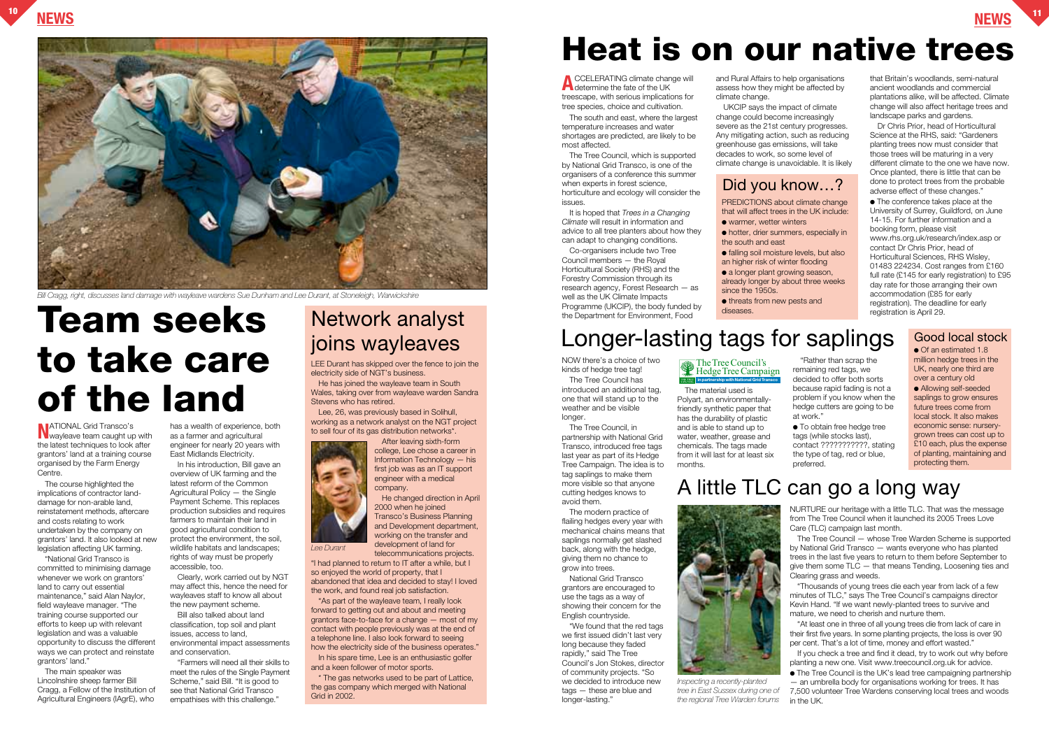*Bill Cragg, right, discusses land damage with wayleave wardens Sue Dunham and Lee Durant, at Stoneleigh, Warwickshire*

# Team seeks to take care of the land

NATIONAL Grid Transco's wayleave team caught up with the latest techniques to look after grantors' land at a training course organised by the Farm Energy Centre.

The course highlighted the implications of contractor land-damage for non-arable land, reinstatement methods, aftercare and costs relating to work undertaken by the company on grantors' land. It also looked at new legislation affecting UK farming.

"National Grid Transco is committed to minimising damage whenever we work on grantors' land to carry out essential maintenance," said Alan Naylor, field wayleave manager. "The training course supported our efforts to keep up with relevant legislation and was a valuable opportunity to discuss the different ways we can protect and reinstate grantors' land."

The main speaker was Lincolnshire sheep farmer Bill Cragg, a Fellow of the Institution of Agricultural Engineers (IAgrE), who has a wealth of experience, both as a farmer and agricultural engineer for nearly 20 years with East Midlands Electricity.

In his introduction, Bill gave an overview of UK farming and the latest reform of the Common Agricultural Policy — the Single Payment Scheme. This replaces production subsidies and requires farmers to maintain their land in good agricultural condition to protect the environment, the soil, wildlife habitats and landscapes; rights of way must be properly accessible, too.

Clearly, work carried out by NGT may affect this, hence the need for wayleaves staff to know all about the new payment scheme.

Bill also talked about land classification, top soil and plant issues, access to land, environmental impact assessments and conservation.

"Farmers will need all their skills to meet the rules of the Single Payment Scheme," said Bill. "It is good to see that National Grid Transco empathises with this challenge."

## Network analyst joins wayleaves

LEE Durant has skipped over the fence to join the electricity side of NGT's business.

He has joined the wayleave team in South Wales, taking over from wayleave warden Sandra Stevens who has retired.

Lee, 26, was previously based in Solihull, working as a network analyst on the NGT project to sell four of its gas distribution networks*.

*Lee Durant*

After leaving sixth-form college, Lee chose a career in Information Technology — his first job was as an IT support engineer with a medical company.

He changed direction in April 2000 when he joined Transco's Business Planning and Development department, working on the transfer and development of land for telecommunications projects.

"I had planned to return to IT after a while, but I so enjoyed the world of property, that I abandoned that idea and decided to stay! I loved the work, and found real job satisfaction.

"As part of the wayleave team, I really look forward to getting out and about and meeting grantors face-to-face for a change — most of my contact with people previously was at the end of a telephone line. I also look forward to seeing how the electricity side of the business operates."

In his spare time, Lee is an enthusiastic golfer and a keen follower of motor sports.

* The gas networks used to be part of Lattice, the gas company which merged with National Grid in 2002.

# Heat is on our native trees

ACCELERATING climate change will determine the fate of the UK treescape, with serious implications for tree species, choice and cultivation.

The south and east, where the largest temperature increases and water shortages are predicted, are likely to be most affected.

The Tree Council, which is supported by National Grid Transco, is one of the organisers of a conference this summer when experts in forest science, horticulture and ecology will consider the issues.

It is hoped that *Trees in a Changing Climate* will result in information and advice to all tree planters about how they can adapt to changing conditions.

Co-organisers include two Tree Council members — the Royal Horticultural Society (RHS) and the Forestry Commission through its research agency, Forest Research — as well as the UK Climate Impacts Programme (UKCIP), the body funded by the Department for Environment, Food and Rural Affairs to help organisations assess how they might be affected by climate change.

UKCIP says the impact of climate change could become increasingly severe as the 21st century progresses. Any mitigating action, such as reducing greenhouse gas emissions, will take decades to work, so some level of climate change is unavoidable. It is likely that Britain's woodlands, semi-natural ancient woodlands and commercial plantations alike, will be affected. Climate change will also affect heritage trees and landscape parks and gardens.

Dr Chris Prior, head of Horticultural Science at the RHS, said: "Gardeners planting trees now must consider that those trees will be maturing in a very different climate to the one we have now. Once planted, there is little that can be done to protect trees from the probable adverse effect of these changes."

- The conference takes place at the University of Surrey, Guildford, on June 14-15. For further information and a booking form, please visit www.rhs.org.uk/research/index.asp or contact Dr Chris Prior, head of Horticultural Sciences, RHS Wisley, 01483 224234. Cost ranges from £160 full rate (£145 for early registration) to £95 day rate for those arranging their own accommodation (£85 for early registration). The deadline for early registration is April 29.

## Did you know…?

PREDICTIONS about climate change that will affect trees in the UK include:

- warmer, wetter winters
- hotter, drier summers, especially in the south and east
- falling soil moisture levels, but also an higher risk of winter flooding
- a longer plant growing season, already longer by about three weeks since the 1950s.
- threats from new pests and diseases.

## Longer-lasting tags for saplings

NOW there's a choice of two kinds of hedge tree tag!

The Tree Council has introduced an additional tag, one that will stand up to the weather and be visible longer.

The Tree Council, in partnership with National Grid Transco, introduced free tags last year as part of its Hedge Tree Campaign. The idea is to tag saplings to make them more visible so that anyone cutting hedges knows to avoid them.

The modern practice of flailing hedges every year with mechanical chains means that saplings normally get slashed back, along with the hedge, giving them no chance to grow into trees.

National Grid Transco grantors are encouraged to use the tags as a way of showing their concern for the English countryside.

"We found that the red tags we first issued didn't last very long because they faded rapidly," said The Tree Council's Jon Stokes, director of community projects. "So we decided to introduce new tags — these are blue and longer-lasting."

The Tree Council's Hedge Tree Campaign — in partnership with National Grid Transco

The material used is Polyart, an environmentally-friendly synthetic paper that has the durability of plastic and is able to stand up to water, weather, grease and chemicals. The tags made from it will last for at least six months.

"Rather than scrap the remaining red tags, we decided to offer both sorts because rapid fading is not a problem if you know when the hedge cutters are going to be at work."

- To obtain free hedge tree tags (while stocks last), contact ???????????, stating the type of tag, red or blue, preferred.

### Good local stock

- Of an estimated 1.8 million hedge trees in the UK, nearly one third are over a century old
- Allowing self-seeded saplings to grow ensures future trees come from local stock. It also makes economic sense: nursery-grown trees can cost up to £10 each, plus the expense of planting, maintaining and protecting them.

## A little TLC can go a long way

*Inspecting a recently-planted tree in East Sussex during one of the regional Tree Warden forums*

NURTURE our heritage with a little TLC. That was the message from The Tree Council when it launched its 2005 Trees Love Care (TLC) campaign last month.

The Tree Council — whose Tree Warden Scheme is supported by National Grid Transco — wants everyone who has planted trees in the last five years to return to them before September to give them some TLC — that means Tending, Loosening ties and Clearing grass and weeds.

"Thousands of young trees die each year from lack of a few minutes of TLC," says The Tree Council's campaigns director Kevin Hand. "If we want newly-planted trees to survive and mature, we need to cherish and nurture them.

"At least one in three of all young trees die from lack of care in their first five years. In some planting projects, the loss is over 90 per cent. That's a lot of time, money and effort wasted."

If you check a tree and find it dead, try to work out why before planting a new one. Visit www.treecouncil.org.uk for advice.

- The Tree Council is the UK's lead tree campaigning partnership — an umbrella body for organisations working for trees. It has 7,500 volunteer Tree Wardens conserving local trees and woods in the UK.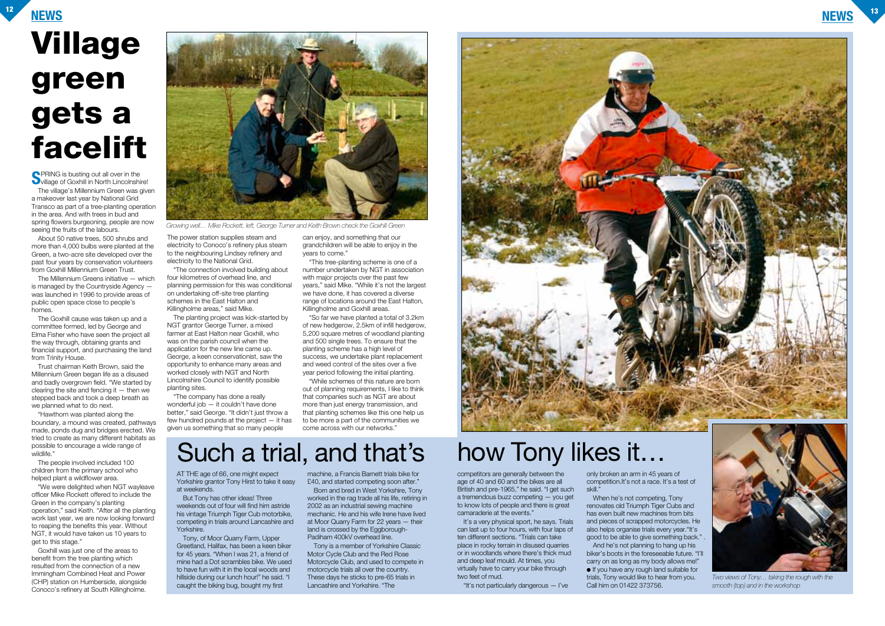# Village green gets a facelift

SPRING is busting out all over in the village of Goxhill in North Lincolnshire!

The village's Millennium Green was given a makeover last year by National Grid Transco as part of a tree-planting operation in the area. And with trees in bud and spring flowers burgeoning, people are now seeing the fruits of the labours.

About 50 native trees, 500 shrubs and more than 4,000 bulbs were planted at the Green, a two-acre site developed over the past four years by conservation volunteers from Goxhill Millennium Green Trust.

The Millennium Greens initiative — which is managed by the Countryside Agency — was launched in 1996 to provide areas of public open space close to people's homes.

The Goxhill cause was taken up and a committee formed, led by George and Elma Fisher who have seen the project all the way through, obtaining grants and financial support, and purchasing the land from Trinity House.

Trust chairman Keith Brown, said the Millennium Green began life as a disused and badly overgrown field. "We started by clearing the site and fencing it — then we stepped back and took a deep breath as we planned what to do next.

"Hawthorn was planted along the boundary, a mound was created, pathways made, ponds dug and bridges erected. We tried to create as many different habitats as possible to encourage a wide range of wildlife."

The people involved included 100 children from the primary school who helped plant a wildflower area.

"We were delighted when NGT wayleave officer Mike Rockett offered to include the Green in the company's planting operation," said Keith. "After all the planting work last year, we are now looking forward to reaping the benefits this year. Without NGT, it would have taken us 10 years to get to this stage."

Goxhill was just one of the areas to benefit from the tree planting which resulted from the connection of a new Immingham Combined Heat and Power (CHP) station on Humberside, alongside Conoco's refinery at South Killingholme.

*Growing well… Mike Rockett, left, George Turner and Keith Brown check the Goxhill Green*

The power station supplies steam and electricity to Conoco's refinery plus steam to the neighbouring Lindsey refinery and electricity to the National Grid.

"The connection involved building about four kilometres of overhead line, and planning permission for this was conditional on undertaking off-site tree planting schemes in the East Halton and Killingholme areas," said Mike.

The planting project was kick-started by NGT grantor George Turner, a mixed farmer at East Halton near Goxhill, who was on the parish council when the application for the new line came up. George, a keen conservationist, saw the opportunity to enhance many areas and worked closely with NGT and North Lincolnshire Council to identify possible planting sites.

"The company has done a really wonderful job — it couldn't have done better," said George. "It didn't just throw a few hundred pounds at the project — it has given us something that so many people can enjoy, and something that our grandchildren will be able to enjoy in the years to come."

"This tree-planting scheme is one of a number undertaken by NGT in association with major projects over the past few years," said Mike. "While it's not the largest we have done, it has covered a diverse range of locations around the East Halton, Killingholme and Goxhill areas.

"So far we have planted a total of 3.2km of new hedgerow, 2.5km of infill hedgerow, 5,200 square metres of woodland planting and 500 single trees. To ensure that the planting scheme has a high level of success, we undertake plant replacement and weed control of the sites over a five year period following the initial planting.

"While schemes of this nature are born out of planning requirements, I like to think that companies such as NGT are about more than just energy transmission, and that planting schemes like this one help us to be more a part of the communities we come across with our networks."

# Such a trial, and that's how Tony likes it…

AT THE age of 66, one might expect Yorkshire grantor Tony Hirst to take it easy at weekends.

But Tony has other ideas! Three weekends out of four will find him astride his vintage Triumph Tiger Cub motorbike, competing in trials around Lancashire and Yorkshire.

Tony, of Moor Quarry Farm, Upper Greetland, Halifax, has been a keen biker for 45 years. "When I was 21, a friend of mine had a Dot scrambles bike. We used to have fun with it in the local woods and hillside during our lunch hour!" he said. "I caught the biking bug, bought my first machine, a Francis Barnett trials bike for £40, and started competing soon after."

Born and bred in West Yorkshire, Tony worked in the rag trade all his life, retiring in 2002 as an industrial sewing machine mechanic. He and his wife Irene have lived at Moor Quarry Farm for 22 years — their land is crossed by the Eggborough-Padiham 400kV overhead line.

Tony is a member of Yorkshire Classic Motor Cycle Club and the Red Rose Motorcycle Club, and used to compete in motorcycle trials all over the country. These days he sticks to pre-65 trials in Lancashire and Yorkshire. "The competitors are generally between the age of 40 and 60 and the bikes are all British and pre-1965," he said. "I get such a tremendous buzz competing — you get to know lots of people and there is great camaraderie at the events."

It's a very physical sport, he says. Trials can last up to four hours, with four laps of ten different sections. "Trials can take place in rocky terrain in disused quarries or in woodlands where there's thick mud and deep leaf mould. At times, you virtually have to carry your bike through two feet of mud.

"It's not particularly dangerous — I've only broken an arm in 45 years of competition.It's not a race. It's a test of skill."

When he's not competing, Tony renovates old Triumph Tiger Cubs and has even built new machines from bits and pieces of scrapped motorcycles. He also helps organise trials every year."It's good to be able to give something back." .

And he's not planning to hang up his biker's boots in the foreseeable future. "I'll carry on as long as my body allows me!"

● If you have any rough land suitable for trials, Tony would like to hear from you. Call him on 01422 373756.

*Two views of Tony… taking the rough with the smooth (top) and in the workshop*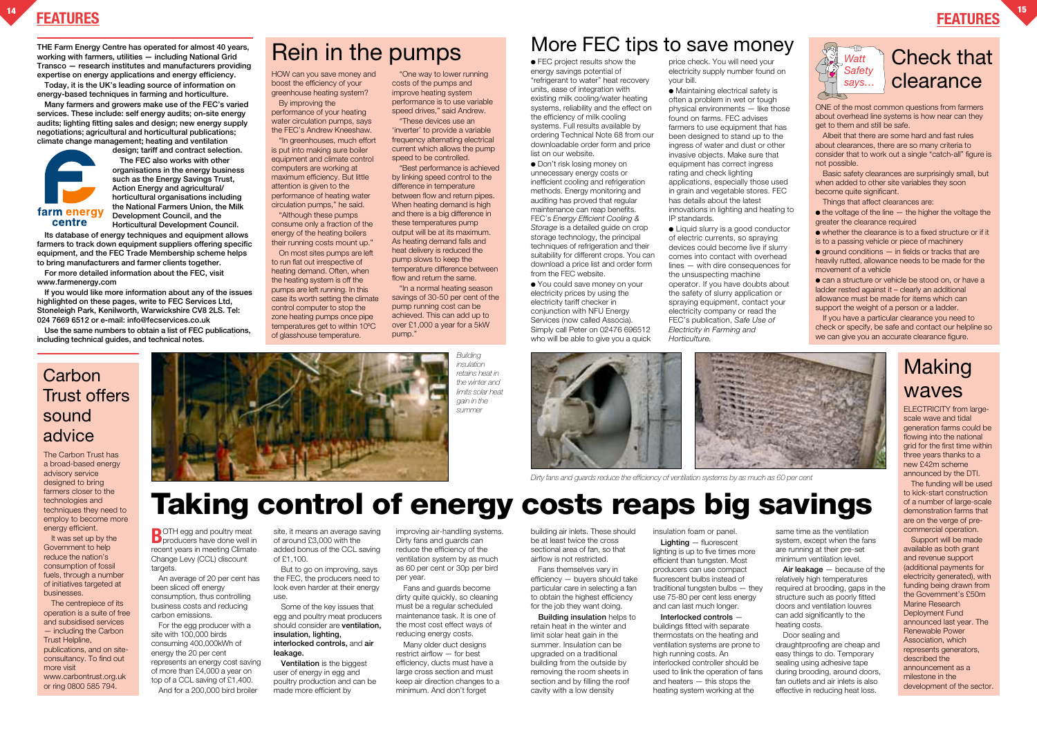**THE Farm Energy Centre has operated for almost 40 years, working with farmers, utilities — including National Grid Transco — research institutes and manufacturers providing expertise on energy applications and energy efficiency.**

**Today, it is the UK's leading source of information on energy-based techniques in farming and horticulture.**

**Many farmers and growers make use of the FEC's varied services. These include: self energy audits; on-site energy audits; lighting fitting sales and design; new energy supply negotiations; agricultural and horticultural publications; climate change management; heating and ventilation design; tariff and contract selection.**

**The FEC also works with other organisations in the energy business such as the Energy Savings Trust, Action Energy and agricultural/horticultural organisations including the National Farmers Union, the Milk Development Council, and the Horticultural Development Council.**

**Its database of energy techniques and equipment allows farmers to track down equipment suppliers offering specific equipment, and the FEC Trade Membership scheme helps to bring manufacturers and farmer clients together.**

**For more detailed information about the FEC, visit www.farmenergy.com**

**If you would like more information about any of the issues highlighted on these pages, write to FEC Services Ltd, Stoneleigh Park, Kenilworth, Warwickshire CV8 2LS. Tel: 024 7669 6512 or e-mail: info@fecservices.co.uk**

**Use the same numbers to obtain a list of FEC publications, including technical guides, and technical notes.**

## Rein in the pumps

HOW can you save money and boost the efficiency of your greenhouse heating system?

By improving the performance of your heating water circulation pumps, says the FEC's Andrew Kneeshaw.

"In greenhouses, much effort is put into making sure boiler equipment and climate control computers are working at maximum efficiency. But little attention is given to the performance of heating water circulation pumps," he said.

"Although these pumps consume only a fraction of the energy of the heating boilers their running costs mount up."

On most sites pumps are left to run flat out irrespective of heating demand. Often, when the heating system is off the pumps are left running. In this case its worth setting the climate control computer to stop the zone heating pumps once pipe temperatures get to within 10ºC of glasshouse temperature.

"One way to lower running costs of the pumps and improve heating system performance is to use variable speed drives," said Andrew.

"These devices use an 'inverter' to provide a variable frequency alternating electrical current which allows the pump speed to be controlled.

"Best performance is achieved by linking speed control to the difference in temperature between flow and return pipes. When heating demand is high and there is a big difference in these temperatures pump output will be at its maximum. As heating demand falls and heat delivery is reduced the pump slows to keep the temperature difference between flow and return the same.

"In a normal heating season savings of 30-50 per cent of the pump running cost can be achieved. This can add up to over £1,000 a year for a 5kW pump."

## More FEC tips to save money

- FEC project results show the energy savings potential of "refrigerant to water" heat recovery units, ease of integration with existing milk cooling/water heating systems, reliability and the effect on the efficiency of milk cooling systems. Full results available by ordering Technical Note 68 from our downloadable order form and price list on our website.
- Don't risk losing money on unnecessary energy costs or inefficient cooling and refrigeration methods. Energy monitoring and auditing has proved that regular maintenance can reap benefits. FEC's *Energy Efficient Cooling & Storage* is a detailed guide on crop storage technology, the principal techniques of refrigeration and their suitability for different crops. You can download a price list and order form from the FEC website.
- You could save money on your electricity prices by using the electricity tariff checker in conjunction with NFU Energy Services (now called Associa). Simply call Peter on 02476 696512 who will be able to give you a quick price check. You will need your electricity supply number found on your bill.
- Maintaining electrical safety is often a problem in wet or tough physical environments — like those found on farms. FEC advises farmers to use equipment that has been designed to stand up to the ingress of water and dust or other invasive objects. Make sure that equipment has correct ingress rating and check lighting applications, especially those used in grain and vegetable stores. FEC has details about the latest innovations in lighting and heating to IP standards.
- Liquid slurry is a good conductor of electric currents, so spraying devices could become live if slurry comes into contact with overhead lines — with dire consequences for the unsuspecting machine operator. If you have doubts about the safety of slurry application or spraying equipment, contact your electricity company or read the FEC's publication, *Safe Use of Electricity in Farming and Horticulture.*

## Check that clearance

*Watt Safety says...*

ONE of the most common questions from farmers about overhead line systems is how near can they get to them and still be safe.

Albeit that there are some hard and fast rules about clearances, there are so many criteria to consider that to work out a single "catch-all" figure is not possible.

Basic safety clearances are surprisingly small, but when added to other site variables they soon become quite significant.

Things that affect clearances are:

- the voltage of the line — the higher the voltage the greater the clearance required
- whether the clearance is to a fixed structure or if it is to a passing vehicle or piece of machinery
- ground conditions — in fields or tracks that are heavily rutted, allowance needs to be made for the movement of a vehicle
- can a structure or vehicle be stood on, or have a ladder rested against it – clearly an additional allowance must be made for items which can support the weight of a person or a ladder.

If you have a particular clearance you need to check or specify, be safe and contact our helpline so we can give you an accurate clearance figure.

## Carbon Trust offers sound advice

The Carbon Trust has a broad-based energy advisory service designed to bring farmers closer to the technologies and techniques they need to employ to become more energy efficient.

It was set up by the Government to help reduce the nation's consumption of fossil fuels, through a number of initiatives targeted at businesses.

The centrepiece of its operation is a suite of free and subsidised services — including the Carbon Trust Helpline, publications, and on site-consultancy. To find out more visit www.carbontrust.org.uk or ring 0800 585 794.

*Building insulation retains heat in the winter and limits solar heat gain in the summer*

*Dirty fans and guards reduce the efficiency of ventilation systems by as much as 60 per cent*

# Taking control of energy costs reaps big savings

BOTH egg and poultry meat producers have done well in recent years in meeting Climate Change Levy (CCL) discount targets.

An average of 20 per cent has been sliced off energy consumption, thus controlling business costs and reducing carbon emissions.

For the egg producer with a site with 100,000 birds consuming 400,000kWh of energy the 20 per cent represents an energy cost saving of more than £4,000 a year on top of a CCL saving of £1,400.

And for a 200,000 bird broiler site, it means an average saving of around £3,000 with the added bonus of the CCL saving of £1,100.

But to go on improving, says the FEC, the producers need to look even harder at their energy use.

Some of the key issues that egg and poultry meat producers should consider are **ventilation, insulation, lighting, interlocked controls,** and **air leakage.**

**Ventilation** is the biggest user of energy in egg and poultry production and can be made more efficient by improving air-handling systems. Dirty fans and guards can reduce the efficiency of the ventilation system by as much as 60 per cent or 30p per bird per year.

Fans and guards become dirty quite quickly, so cleaning must be a regular scheduled maintenance task. It is one of the most cost effect ways of reducing energy costs.

Many older duct designs restrict airflow — for best efficiency, ducts must have a large cross section and must keep air direction changes to a minimum. And don't forget building air inlets. These should be at least twice the cross sectional area of fan, so that airflow is not restricted.

Fans themselves vary in efficiency — buyers should take particular care in selecting a fan to obtain the highest efficiency for the job they want doing.

**Building insulation** helps to retain heat in the winter and limit solar heat gain in the summer. Insulation can be upgraded on a traditional building from the outside by removing the room sheets in section and by filling the roof cavity with a low density insulation foam or panel.

**Lighting** — fluorescent lighting is up to five times more efficient than tungsten. Most producers can use compact fluorescent bulbs instead of traditional tungsten bulbs — they use 75-80 per cent less energy and can last much longer.

**Interlocked controls** — buildings fitted with separate thermostats on the heating and ventilation systems are prone to high running costs. An interlocked controller should be used to link the operation of fans and heaters — this stops the heating system working at the same time as the ventilation system, except when the fans are running at their pre-set minimum ventilation level.

**Air leakage** — because of the relatively high temperatures required at brooding, gaps in the structure such as poorly fitted doors and ventilation louvres can add significantly to the heating costs.

Door sealing and draughtproofing are cheap and easy things to do. Temporary sealing using adhesive tape during brooding, around doors, fan outlets and air inlets is also effective in reducing heat loss.

## Making waves

ELECTRICITY from large-scale wave and tidal generation farms could be flowing into the national grid for the first time within three years thanks to a new £42m scheme announced by the DTI.

The funding will be used to kick-start construction of a number of large-scale demonstration farms that are on the verge of pre-commercial operation.

Support will be made available as both grant and revenue support (additional payments for electricity generated), with funding being drawn from the Government's £50m Marine Research Deployment Fund announced last year. The Renewable Power Association, which represents generators, described the announcement as a milestone in the development of the sector.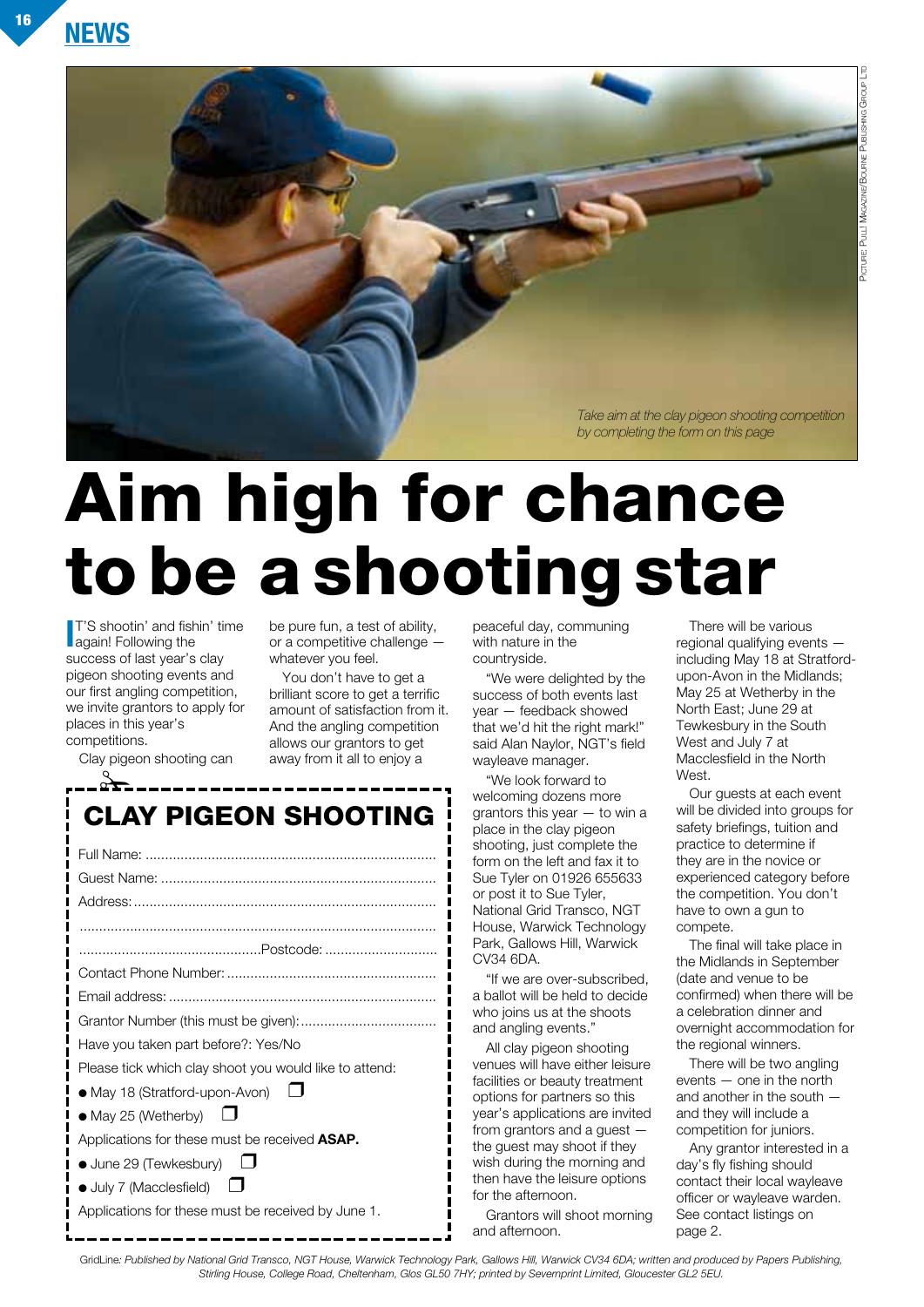Take aim at the clay pigeon shooting competition by completing the form on this page

Picture: Pull! Magazine/Bourne Publishing Group Ltd

# Aim high for chance to be a shooting star

IT'S shootin' and fishin' time again! Following the success of last year's clay pigeon shooting events and our first angling competition, we invite grantors to apply for places in this year's competitions.

Clay pigeon shooting can be pure fun, a test of ability, or a competitive challenge — whatever you feel.

You don't have to get a brilliant score to get a terrific amount of satisfaction from it. And the angling competition allows our grantors to get away from it all to enjoy a peaceful day, communing with nature in the countryside.

"We were delighted by the success of both events last year — feedback showed that we'd hit the right mark!" said Alan Naylor, NGT's field wayleave manager.

"We look forward to welcoming dozens more grantors this year — to win a place in the clay pigeon shooting, just complete the form on the left and fax it to Sue Tyler on 01926 655633 or post it to Sue Tyler, National Grid Transco, NGT House, Warwick Technology Park, Gallows Hill, Warwick CV34 6DA.

"If we are over-subscribed, a ballot will be held to decide who joins us at the shoots and angling events."

All clay pigeon shooting venues will have either leisure facilities or beauty treatment options for partners so this year's applications are invited from grantors and a guest — the guest may shoot if they wish during the morning and then have the leisure options for the afternoon.

Grantors will shoot morning and afternoon.

There will be various regional qualifying events — including May 18 at Stratford-upon-Avon in the Midlands; May 25 at Wetherby in the North East; June 29 at Tewkesbury in the South West and July 7 at Macclesfield in the North West.

Our guests at each event will be divided into groups for safety briefings, tuition and practice to determine if they are in the novice or experienced category before the competition. You don't have to own a gun to compete.

The final will take place in the Midlands in September (date and venue to be confirmed) when there will be a celebration dinner and overnight accommodation for the regional winners.

There will be two angling events — one in the north and another in the south — and they will include a competition for juniors.

Any grantor interested in a day's fly fishing should contact their local wayleave officer or wayleave warden. See contact listings on page 2.

## CLAY PIGEON SHOOTING

Full Name: ..........................................................................

Guest Name: ......................................................................

Address: .............................................................................

..........................................................................................

...............................................Postcode: .............................

Contact Phone Number: ......................................................

Email address: ....................................................................

Grantor Number (this must be given): ...................................

Have you taken part before?: Yes/No

Please tick which clay shoot you would like to attend:

- May 18 (Stratford-upon-Avon) ☐
- May 25 (Wetherby) ☐

Applications for these must be received **ASAP.**

- June 29 (Tewkesbury) ☐
- July 7 (Macclesfield) ☐

Applications for these must be received by June 1.

GridLine: *Published by National Grid Transco, NGT House, Warwick Technology Park, Gallows Hill, Warwick CV34 6DA; written and produced by Papers Publishing, Stirling House, College Road, Cheltenham, Glos GL50 7HY; printed by Severnprint Limited, Gloucester GL2 5EU.*